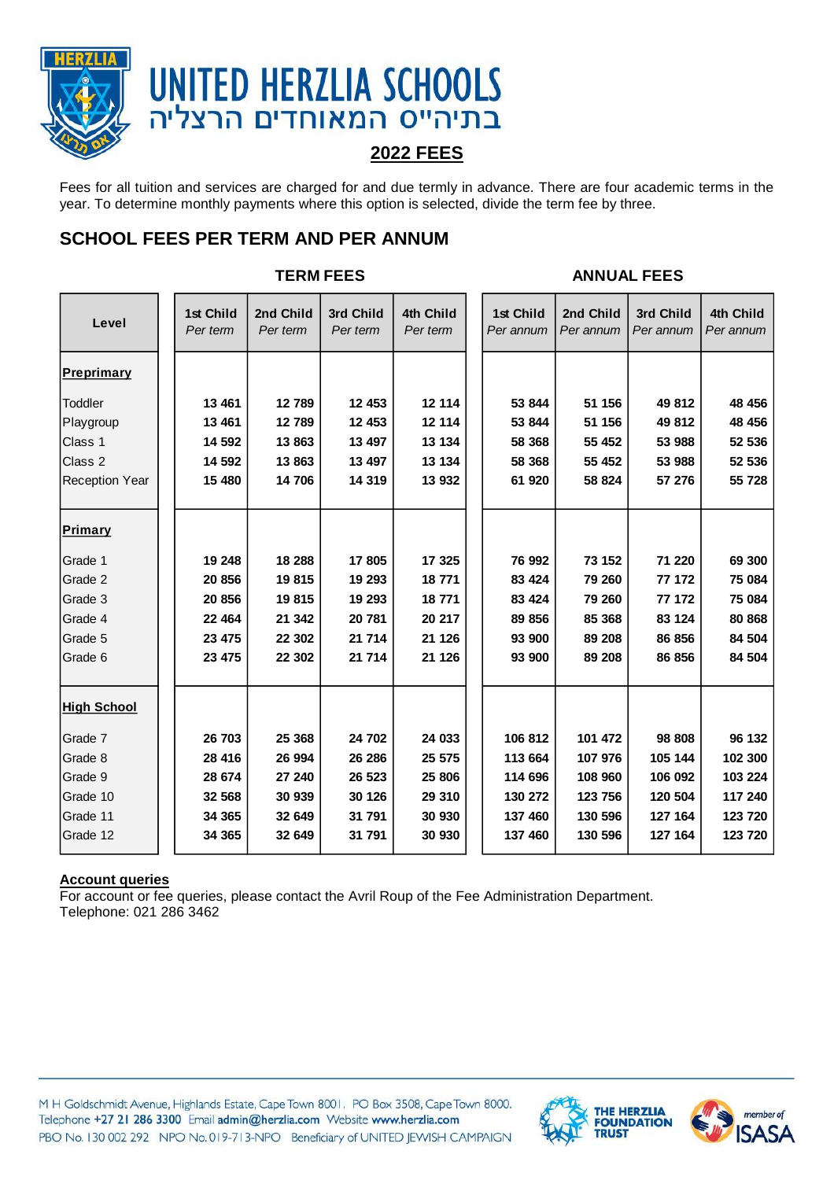# UNITED HERZLIA SCHOOLS

בתיה"ס המאוחדים הרצליה

## 2022 FEES

Fees for all tuition and services are charged for and due termly in advance. There are four academic terms in the year. To determine monthly payments where this option is selected, divide the term fee by three.

## SCHOOL FEES PER TERM AND PER ANNUM

| | TERM FEES | | | | ANNUAL FEES | | | |
|---|---|---|---|---|---|---|---|---|
| **Level** | **1st Child** *Per term* | **2nd Child** *Per term* | **3rd Child** *Per term* | **4th Child** *Per term* | **1st Child** *Per annum* | **2nd Child** *Per annum* | **3rd Child** *Per annum* | **4th Child** *Per annum* |
| **Preprimary** | | | | | | | | |
| Toddler | 13 461 | 12 789 | 12 453 | 12 114 | 53 844 | 51 156 | 49 812 | 48 456 |
| Playgroup | 13 461 | 12 789 | 12 453 | 12 114 | 53 844 | 51 156 | 49 812 | 48 456 |
| Class 1 | 14 592 | 13 863 | 13 497 | 13 134 | 58 368 | 55 452 | 53 988 | 52 536 |
| Class 2 | 14 592 | 13 863 | 13 497 | 13 134 | 58 368 | 55 452 | 53 988 | 52 536 |
| Reception Year | 15 480 | 14 706 | 14 319 | 13 932 | 61 920 | 58 824 | 57 276 | 55 728 |
| **Primary** | | | | | | | | |
| Grade 1 | 19 248 | 18 288 | 17 805 | 17 325 | 76 992 | 73 152 | 71 220 | 69 300 |
| Grade 2 | 20 856 | 19 815 | 19 293 | 18 771 | 83 424 | 79 260 | 77 172 | 75 084 |
| Grade 3 | 20 856 | 19 815 | 19 293 | 18 771 | 83 424 | 79 260 | 77 172 | 75 084 |
| Grade 4 | 22 464 | 21 342 | 20 781 | 20 217 | 89 856 | 85 368 | 83 124 | 80 868 |
| Grade 5 | 23 475 | 22 302 | 21 714 | 21 126 | 93 900 | 89 208 | 86 856 | 84 504 |
| Grade 6 | 23 475 | 22 302 | 21 714 | 21 126 | 93 900 | 89 208 | 86 856 | 84 504 |
| **High School** | | | | | | | | |
| Grade 7 | 26 703 | 25 368 | 24 702 | 24 033 | 106 812 | 101 472 | 98 808 | 96 132 |
| Grade 8 | 28 416 | 26 994 | 26 286 | 25 575 | 113 664 | 107 976 | 105 144 | 102 300 |
| Grade 9 | 28 674 | 27 240 | 26 523 | 25 806 | 114 696 | 108 960 | 106 092 | 103 224 |
| Grade 10 | 32 568 | 30 939 | 30 126 | 29 310 | 130 272 | 123 756 | 120 504 | 117 240 |
| Grade 11 | 34 365 | 32 649 | 31 791 | 30 930 | 137 460 | 130 596 | 127 164 | 123 720 |
| Grade 12 | 34 365 | 32 649 | 31 791 | 30 930 | 137 460 | 130 596 | 127 164 | 123 720 |

**Account queries**

For account or fee queries, please contact the Avril Roup of the Fee Administration Department.
Telephone: 021 286 3462

M H Goldschmidt Avenue, Highlands Estate, Cape Town 8001. PO Box 3508, Cape Town 8000.
Telephone +27 21 286 3300 Email admin@herzlia.com Website www.herzlia.com
PBO No. 130 002 292 NPO No. 019-713-NPO Beneficiary of UNITED JEWISH CAMPAIGN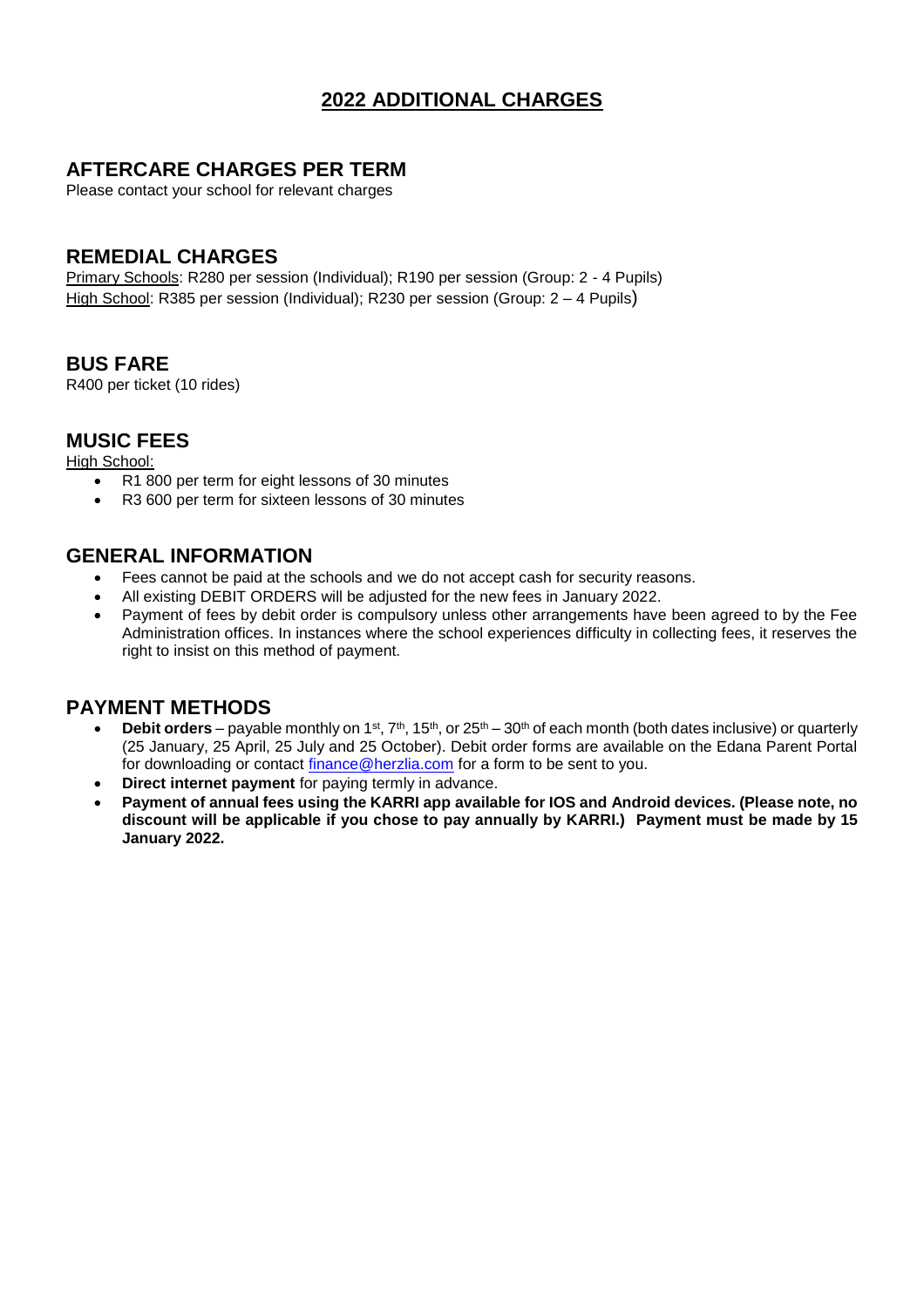# 2022 ADDITIONAL CHARGES

## AFTERCARE CHARGES PER TERM

Please contact your school for relevant charges

## REMEDIAL CHARGES

Primary Schools: R280 per session (Individual); R190 per session (Group: 2 - 4 Pupils)
High School: R385 per session (Individual); R230 per session (Group: 2 – 4 Pupils)

## BUS FARE

R400 per ticket (10 rides)

## MUSIC FEES

High School:

- R1 800 per term for eight lessons of 30 minutes
- R3 600 per term for sixteen lessons of 30 minutes

## GENERAL INFORMATION

- Fees cannot be paid at the schools and we do not accept cash for security reasons.
- All existing DEBIT ORDERS will be adjusted for the new fees in January 2022.
- Payment of fees by debit order is compulsory unless other arrangements have been agreed to by the Fee Administration offices. In instances where the school experiences difficulty in collecting fees, it reserves the right to insist on this method of payment.

## PAYMENT METHODS

- **Debit orders** – payable monthly on 1st, 7th, 15th, or 25th – 30th of each month (both dates inclusive) or quarterly (25 January, 25 April, 25 July and 25 October). Debit order forms are available on the Edana Parent Portal for downloading or contact finance@herzlia.com for a form to be sent to you.
- **Direct internet payment** for paying termly in advance.
- **Payment of annual fees using the KARRI app available for IOS and Android devices. (Please note, no discount will be applicable if you chose to pay annually by KARRI.) Payment must be made by 15 January 2022.**